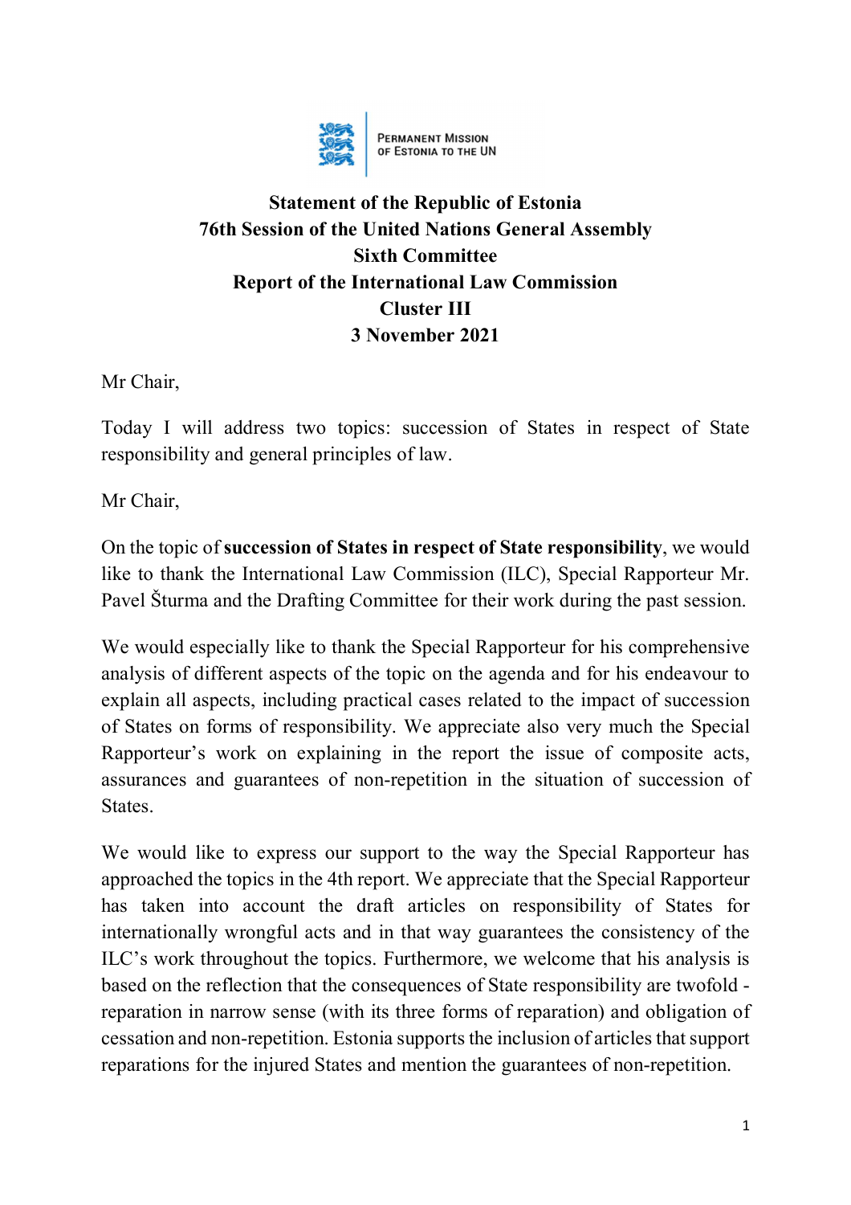PERMANENT MISSION OF ESTONIA TO THE UN

**Statement of the Republic of Estonia**
**76th Session of the United Nations General Assembly**
**Sixth Committee**
**Report of the International Law Commission**
**Cluster III**
**3 November 2021**

Mr Chair,

Today I will address two topics: succession of States in respect of State responsibility and general principles of law.

Mr Chair,

On the topic of **succession of States in respect of State responsibility**, we would like to thank the International Law Commission (ILC), Special Rapporteur Mr. Pavel Šturma and the Drafting Committee for their work during the past session.

We would especially like to thank the Special Rapporteur for his comprehensive analysis of different aspects of the topic on the agenda and for his endeavour to explain all aspects, including practical cases related to the impact of succession of States on forms of responsibility. We appreciate also very much the Special Rapporteur's work on explaining in the report the issue of composite acts, assurances and guarantees of non-repetition in the situation of succession of States.

We would like to express our support to the way the Special Rapporteur has approached the topics in the 4th report. We appreciate that the Special Rapporteur has taken into account the draft articles on responsibility of States for internationally wrongful acts and in that way guarantees the consistency of the ILC's work throughout the topics. Furthermore, we welcome that his analysis is based on the reflection that the consequences of State responsibility are twofold - reparation in narrow sense (with its three forms of reparation) and obligation of cessation and non-repetition. Estonia supports the inclusion of articles that support reparations for the injured States and mention the guarantees of non-repetition.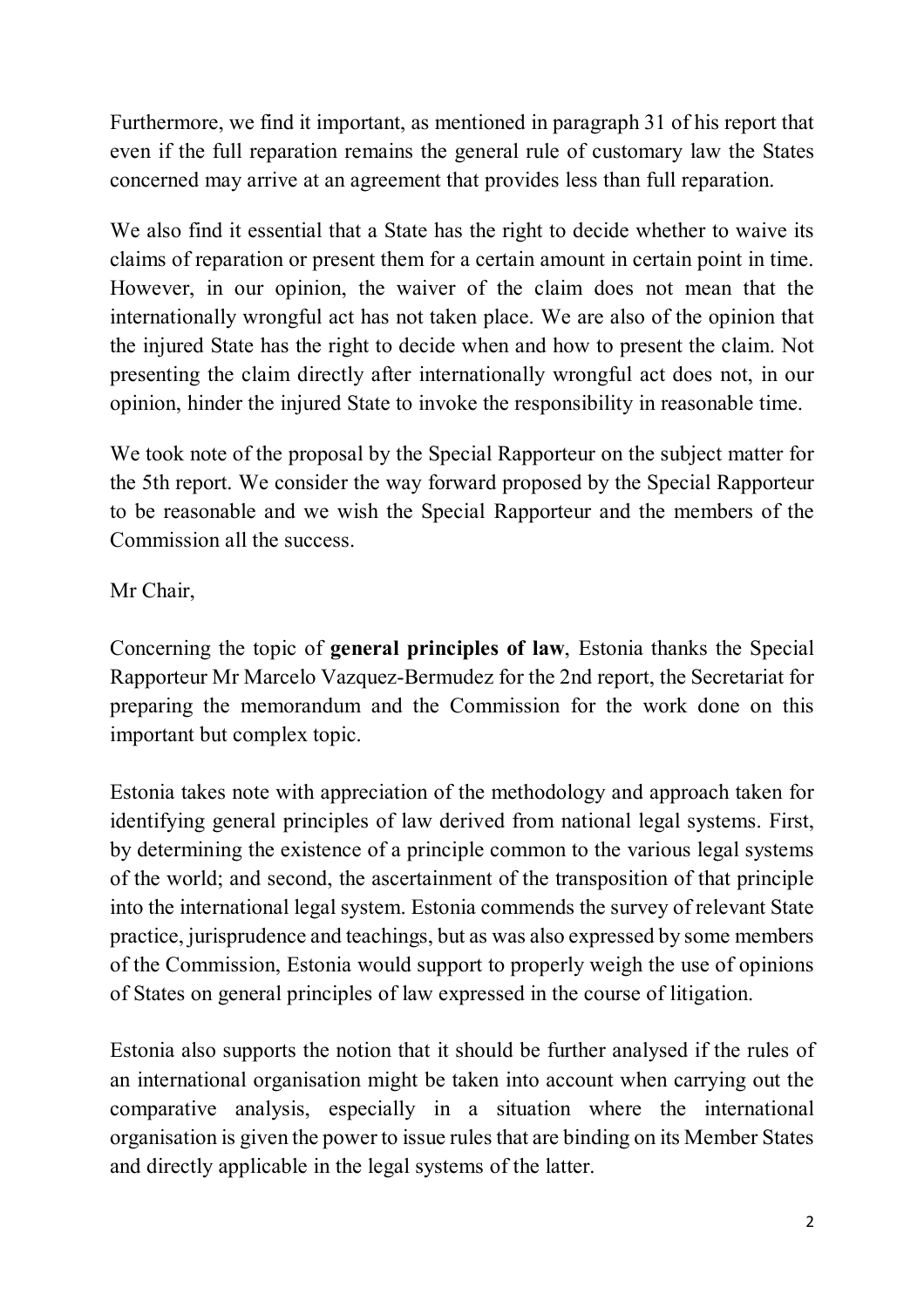Furthermore, we find it important, as mentioned in paragraph 31 of his report that even if the full reparation remains the general rule of customary law the States concerned may arrive at an agreement that provides less than full reparation.

We also find it essential that a State has the right to decide whether to waive its claims of reparation or present them for a certain amount in certain point in time. However, in our opinion, the waiver of the claim does not mean that the internationally wrongful act has not taken place. We are also of the opinion that the injured State has the right to decide when and how to present the claim. Not presenting the claim directly after internationally wrongful act does not, in our opinion, hinder the injured State to invoke the responsibility in reasonable time.

We took note of the proposal by the Special Rapporteur on the subject matter for the 5th report. We consider the way forward proposed by the Special Rapporteur to be reasonable and we wish the Special Rapporteur and the members of the Commission all the success.

Mr Chair,

Concerning the topic of **general principles of law**, Estonia thanks the Special Rapporteur Mr Marcelo Vazquez-Bermudez for the 2nd report, the Secretariat for preparing the memorandum and the Commission for the work done on this important but complex topic.

Estonia takes note with appreciation of the methodology and approach taken for identifying general principles of law derived from national legal systems. First, by determining the existence of a principle common to the various legal systems of the world; and second, the ascertainment of the transposition of that principle into the international legal system. Estonia commends the survey of relevant State practice, jurisprudence and teachings, but as was also expressed by some members of the Commission, Estonia would support to properly weigh the use of opinions of States on general principles of law expressed in the course of litigation.

Estonia also supports the notion that it should be further analysed if the rules of an international organisation might be taken into account when carrying out the comparative analysis, especially in a situation where the international organisation is given the power to issue rules that are binding on its Member States and directly applicable in the legal systems of the latter.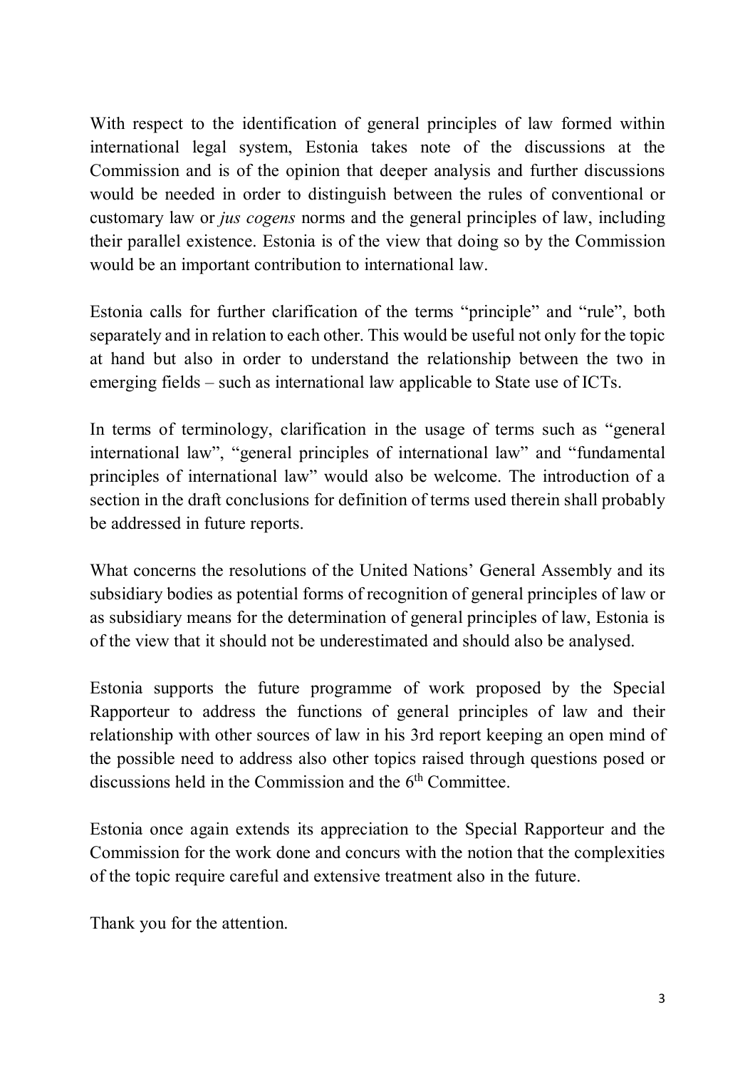With respect to the identification of general principles of law formed within international legal system, Estonia takes note of the discussions at the Commission and is of the opinion that deeper analysis and further discussions would be needed in order to distinguish between the rules of conventional or customary law or *jus cogens* norms and the general principles of law, including their parallel existence. Estonia is of the view that doing so by the Commission would be an important contribution to international law.

Estonia calls for further clarification of the terms "principle" and "rule", both separately and in relation to each other. This would be useful not only for the topic at hand but also in order to understand the relationship between the two in emerging fields – such as international law applicable to State use of ICTs.

In terms of terminology, clarification in the usage of terms such as "general international law", "general principles of international law" and "fundamental principles of international law" would also be welcome. The introduction of a section in the draft conclusions for definition of terms used therein shall probably be addressed in future reports.

What concerns the resolutions of the United Nations' General Assembly and its subsidiary bodies as potential forms of recognition of general principles of law or as subsidiary means for the determination of general principles of law, Estonia is of the view that it should not be underestimated and should also be analysed.

Estonia supports the future programme of work proposed by the Special Rapporteur to address the functions of general principles of law and their relationship with other sources of law in his 3rd report keeping an open mind of the possible need to address also other topics raised through questions posed or discussions held in the Commission and the 6th Committee.

Estonia once again extends its appreciation to the Special Rapporteur and the Commission for the work done and concurs with the notion that the complexities of the topic require careful and extensive treatment also in the future.

Thank you for the attention.